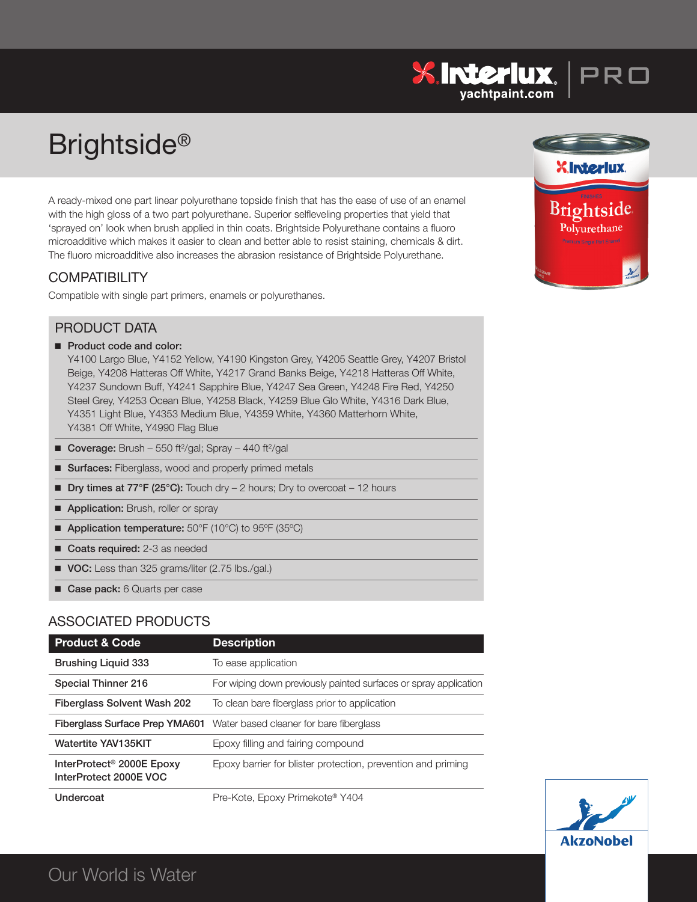# Brightside®

A ready-mixed one part linear polyurethane topside finish that has the ease of use of an enamel with the high gloss of a two part polyurethane. Superior selfleveling properties that yield that 'sprayed on' look when brush applied in thin coats. Brightside Polyurethane contains a fluoro microadditive which makes it easier to clean and better able to resist staining, chemicals & dirt. The fluoro microadditive also increases the abrasion resistance of Brightside Polyurethane.

## COMPATIBILITY

Compatible with single part primers, enamels or polyurethanes.

## PRODUCT DATA

- **Product code and color:** Y4100 Largo Blue, Y4152 Yellow, Y4190 Kingston Grey, Y4205 Seattle Grey, Y4207 Bristol Beige, Y4208 Hatteras Off White, Y4217 Grand Banks Beige, Y4218 Hatteras Off White, Y4237 Sundown Buff, Y4241 Sapphire Blue, Y4247 Sea Green, Y4248 Fire Red, Y4250 Steel Grey, Y4253 Ocean Blue, Y4258 Black, Y4259 Blue Glo White, Y4316 Dark Blue, Y4351 Light Blue, Y4353 Medium Blue, Y4359 White, Y4360 Matterhorn White, Y4381 Off White, Y4990 Flag Blue
- **Coverage:** Brush – 550 ft²/gal; Spray – 440 ft²/gal
- **Surfaces:** Fiberglass, wood and properly primed metals
- **Dry times at 77°F (25°C):** Touch dry – 2 hours; Dry to overcoat – 12 hours
- **Application:** Brush, roller or spray
- **Application temperature:** 50°F (10°C) to 95ºF (35ºC)
- **Coats required:** 2-3 as needed
- **VOC:** Less than 325 grams/liter (2.75 lbs./gal.)
- **Case pack:** 6 Quarts per case

## ASSOCIATED PRODUCTS

| Product & Code | Description |
|---|---|
| Brushing Liquid 333 | To ease application |
| Special Thinner 216 | For wiping down previously painted surfaces or spray application |
| Fiberglass Solvent Wash 202 | To clean bare fiberglass prior to application |
| Fiberglass Surface Prep YMA601 | Water based cleaner for bare fiberglass |
| Watertite YAV135KIT | Epoxy filling and fairing compound |
| InterProtect® 2000E Epoxy InterProtect 2000E VOC | Epoxy barrier for blister protection, prevention and priming |
| Undercoat | Pre-Kote, Epoxy Primekote® Y404 |

Our World is Water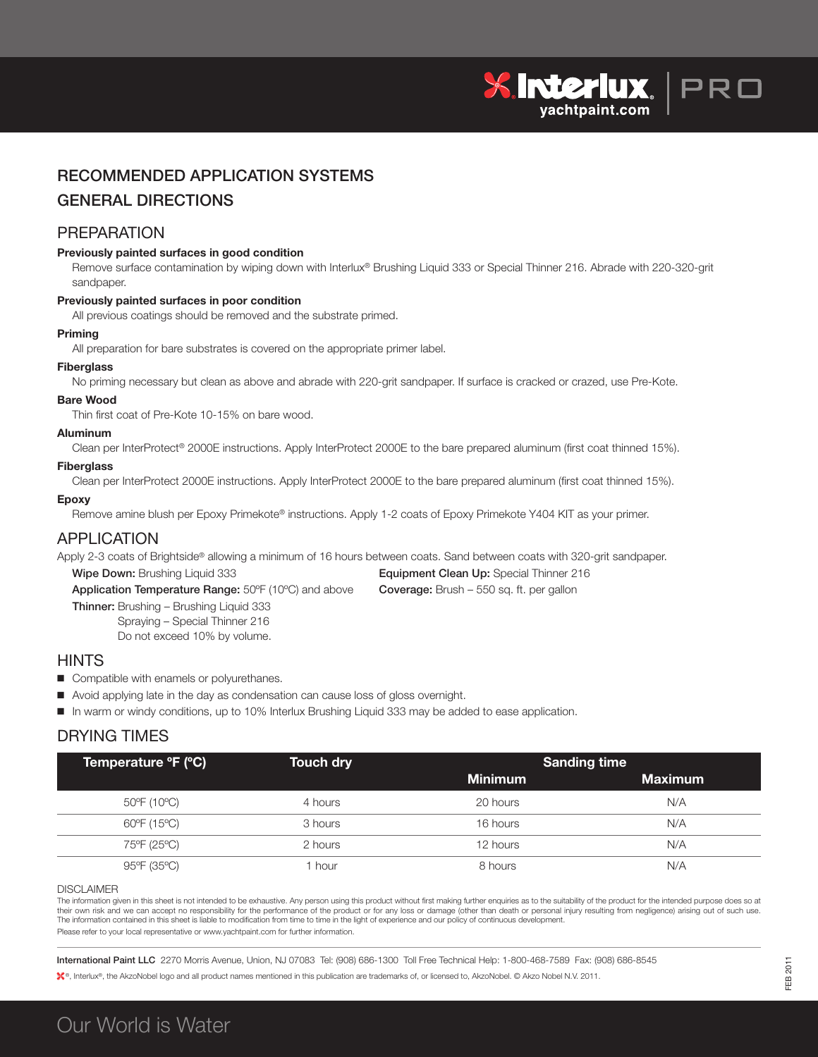## RECOMMENDED APPLICATION SYSTEMS

## GENERAL DIRECTIONS

### PREPARATION

**Previously painted surfaces in good condition**

Remove surface contamination by wiping down with Interlux® Brushing Liquid 333 or Special Thinner 216. Abrade with 220-320-grit sandpaper.

**Previously painted surfaces in poor condition**

All previous coatings should be removed and the substrate primed.

**Priming**

All preparation for bare substrates is covered on the appropriate primer label.

**Fiberglass**

No priming necessary but clean as above and abrade with 220-grit sandpaper. If surface is cracked or crazed, use Pre-Kote.

**Bare Wood**

Thin first coat of Pre-Kote 10-15% on bare wood.

**Aluminum**

Clean per InterProtect® 2000E instructions. Apply InterProtect 2000E to the bare prepared aluminum (first coat thinned 15%).

**Fiberglass**

Clean per InterProtect 2000E instructions. Apply InterProtect 2000E to the bare prepared aluminum (first coat thinned 15%).

**Epoxy**

Remove amine blush per Epoxy Primekote® instructions. Apply 1-2 coats of Epoxy Primekote Y404 KIT as your primer.

### APPLICATION

Apply 2-3 coats of Brightside® allowing a minimum of 16 hours between coats. Sand between coats with 320-grit sandpaper.

**Wipe Down:** Brushing Liquid 333

**Application Temperature Range:** 50ºF (10ºC) and above

**Thinner:** Brushing – Brushing Liquid 333
Spraying – Special Thinner 216
Do not exceed 10% by volume.

**Equipment Clean Up:** Special Thinner 216

**Coverage:** Brush – 550 sq. ft. per gallon

### HINTS

- Compatible with enamels or polyurethanes.
- Avoid applying late in the day as condensation can cause loss of gloss overnight.
- In warm or windy conditions, up to 10% Interlux Brushing Liquid 333 may be added to ease application.

### DRYING TIMES

| Temperature °F (°C) | Touch dry | Sanding time | |
|---|---|---|---|
| | | Minimum | Maximum |
| 50ºF (10ºC) | 4 hours | 20 hours | N/A |
| 60ºF (15ºC) | 3 hours | 16 hours | N/A |
| 75ºF (25ºC) | 2 hours | 12 hours | N/A |
| 95ºF (35ºC) | 1 hour | 8 hours | N/A |

DISCLAIMER

The information given in this sheet is not intended to be exhaustive. Any person using this product without first making further enquiries as to the suitability of the product for the intended purpose does so at their own risk and we can accept no responsibility for the performance of the product or for any loss or damage (other than death or personal injury resulting from negligence) arising out of such use. The information contained in this sheet is liable to modification from time to time in the light of experience and our policy of continuous development.

Please refer to your local representative or www.yachtpaint.com for further information.

**International Paint LLC** 2270 Morris Avenue, Union, NJ 07083 Tel: (908) 686-1300 Toll Free Technical Help: 1-800-468-7589 Fax: (908) 686-8545

®, Interlux®, the AkzoNobel logo and all product names mentioned in this publication are trademarks of, or licensed to, AkzoNobel. © Akzo Nobel N.V. 2011.

FEB 2011

Our World is Water